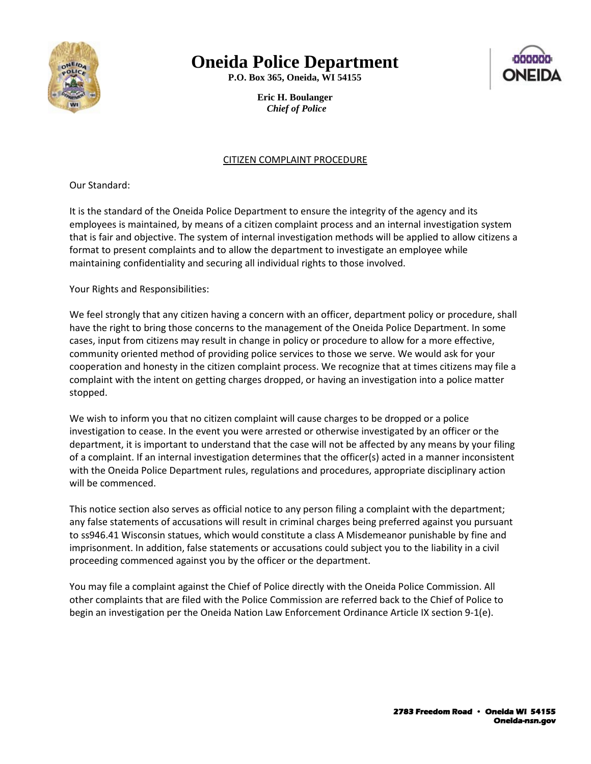# Oneida Police Department

**P.O. Box 365, Oneida, WI 54155**

**Eric H. Boulanger**
***Chief of Police***

## CITIZEN COMPLAINT PROCEDURE

Our Standard:

It is the standard of the Oneida Police Department to ensure the integrity of the agency and its employees is maintained, by means of a citizen complaint process and an internal investigation system that is fair and objective. The system of internal investigation methods will be applied to allow citizens a format to present complaints and to allow the department to investigate an employee while maintaining confidentiality and securing all individual rights to those involved.

Your Rights and Responsibilities:

We feel strongly that any citizen having a concern with an officer, department policy or procedure, shall have the right to bring those concerns to the management of the Oneida Police Department. In some cases, input from citizens may result in change in policy or procedure to allow for a more effective, community oriented method of providing police services to those we serve. We would ask for your cooperation and honesty in the citizen complaint process. We recognize that at times citizens may file a complaint with the intent on getting charges dropped, or having an investigation into a police matter stopped.

We wish to inform you that no citizen complaint will cause charges to be dropped or a police investigation to cease. In the event you were arrested or otherwise investigated by an officer or the department, it is important to understand that the case will not be affected by any means by your filing of a complaint. If an internal investigation determines that the officer(s) acted in a manner inconsistent with the Oneida Police Department rules, regulations and procedures, appropriate disciplinary action will be commenced.

This notice section also serves as official notice to any person filing a complaint with the department; any false statements of accusations will result in criminal charges being preferred against you pursuant to ss946.41 Wisconsin statues, which would constitute a class A Misdemeanor punishable by fine and imprisonment. In addition, false statements or accusations could subject you to the liability in a civil proceeding commenced against you by the officer or the department.

You may file a complaint against the Chief of Police directly with the Oneida Police Commission. All other complaints that are filed with the Police Commission are referred back to the Chief of Police to begin an investigation per the Oneida Nation Law Enforcement Ordinance Article IX section 9-1(e).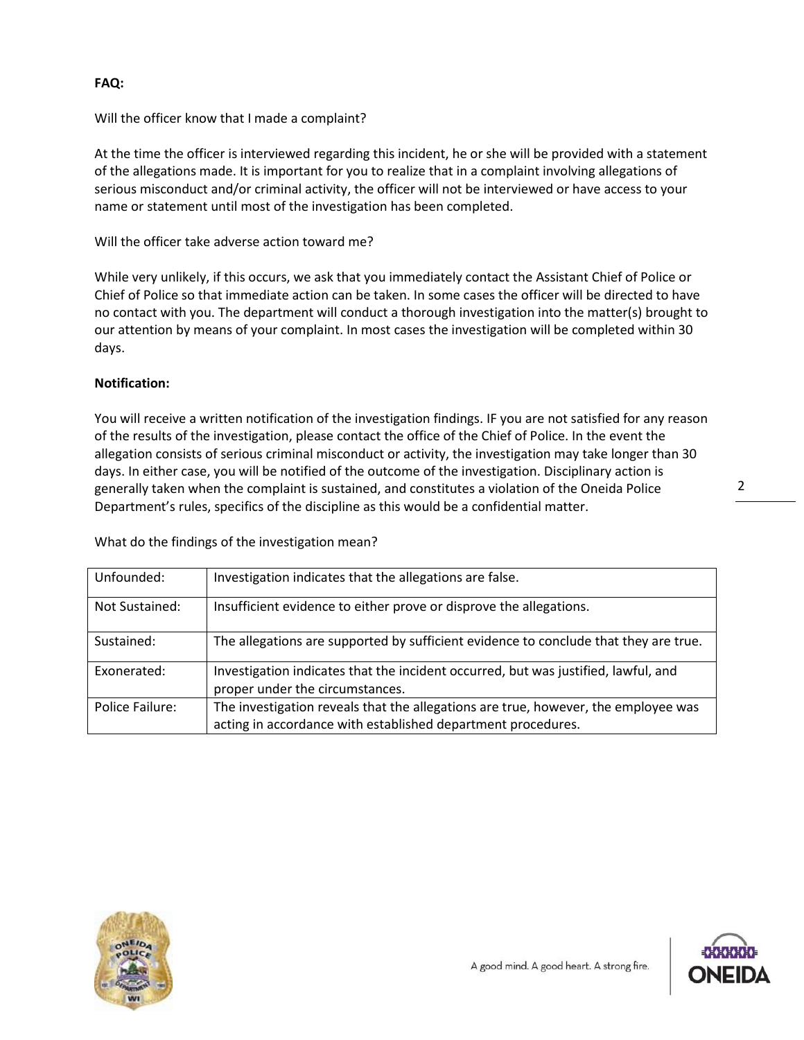**FAQ:**

Will the officer know that I made a complaint?

At the time the officer is interviewed regarding this incident, he or she will be provided with a statement of the allegations made. It is important for you to realize that in a complaint involving allegations of serious misconduct and/or criminal activity, the officer will not be interviewed or have access to your name or statement until most of the investigation has been completed.

Will the officer take adverse action toward me?

While very unlikely, if this occurs, we ask that you immediately contact the Assistant Chief of Police or Chief of Police so that immediate action can be taken. In some cases the officer will be directed to have no contact with you. The department will conduct a thorough investigation into the matter(s) brought to our attention by means of your complaint. In most cases the investigation will be completed within 30 days.

**Notification:**

You will receive a written notification of the investigation findings. IF you are not satisfied for any reason of the results of the investigation, please contact the office of the Chief of Police. In the event the allegation consists of serious criminal misconduct or activity, the investigation may take longer than 30 days. In either case, you will be notified of the outcome of the investigation. Disciplinary action is generally taken when the complaint is sustained, and constitutes a violation of the Oneida Police Department's rules, specifics of the discipline as this would be a confidential matter.

What do the findings of the investigation mean?

| | |
|---|---|
| Unfounded: | Investigation indicates that the allegations are false. |
| Not Sustained: | Insufficient evidence to either prove or disprove the allegations. |
| Sustained: | The allegations are supported by sufficient evidence to conclude that they are true. |
| Exonerated: | Investigation indicates that the incident occurred, but was justified, lawful, and proper under the circumstances. |
| Police Failure: | The investigation reveals that the allegations are true, however, the employee was acting in accordance with established department procedures. |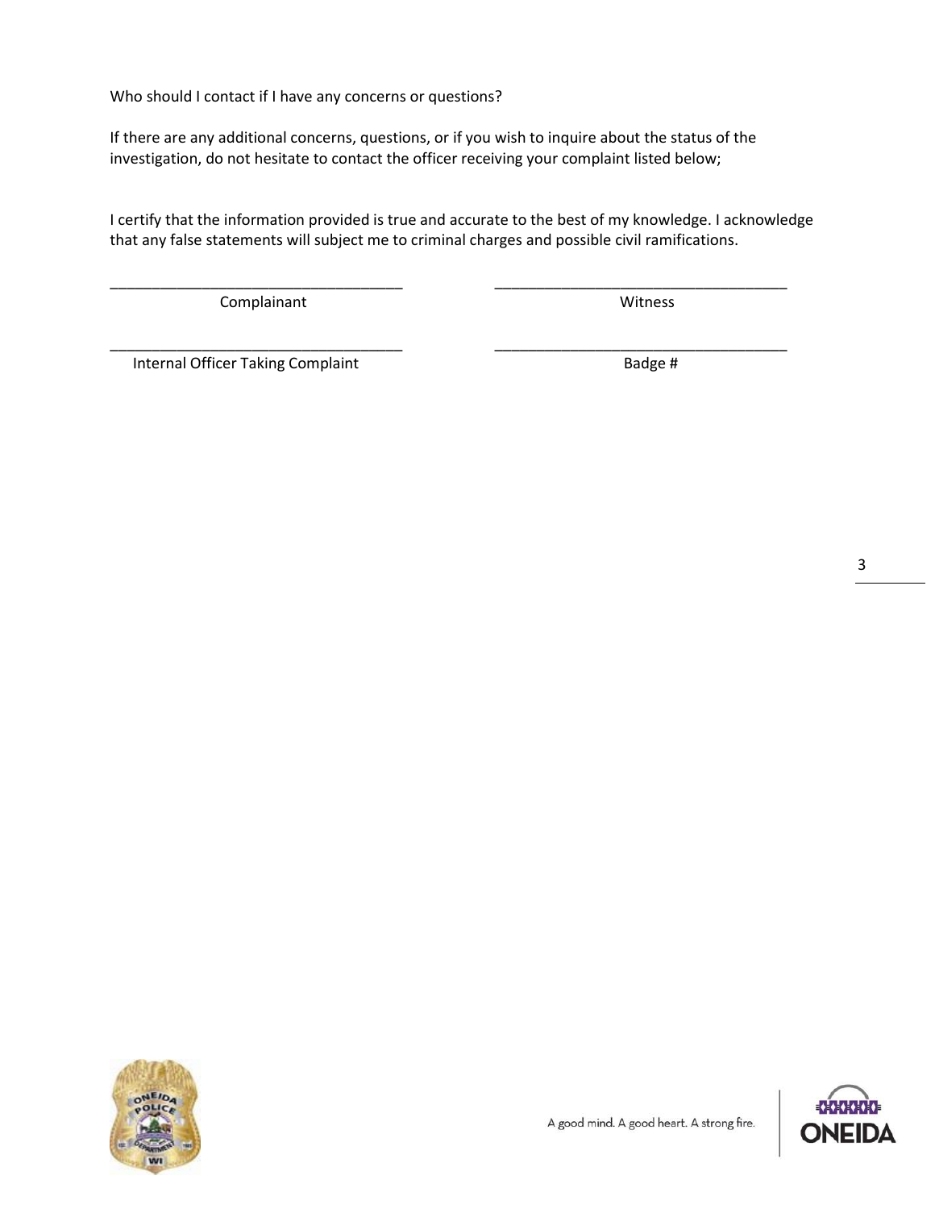Who should I contact if I have any concerns or questions?

If there are any additional concerns, questions, or if you wish to inquire about the status of the investigation, do not hesitate to contact the officer receiving your complaint listed below;

I certify that the information provided is true and accurate to the best of my knowledge. I acknowledge that any false statements will subject me to criminal charges and possible civil ramifications.

| _____________________________ | _____________________________ |
|---|---|
| Complainant | Witness |
| _____________________________ | _____________________________ |
| Internal Officer Taking Complaint | Badge # |

A good mind. A good heart. A strong fire.

ONEIDA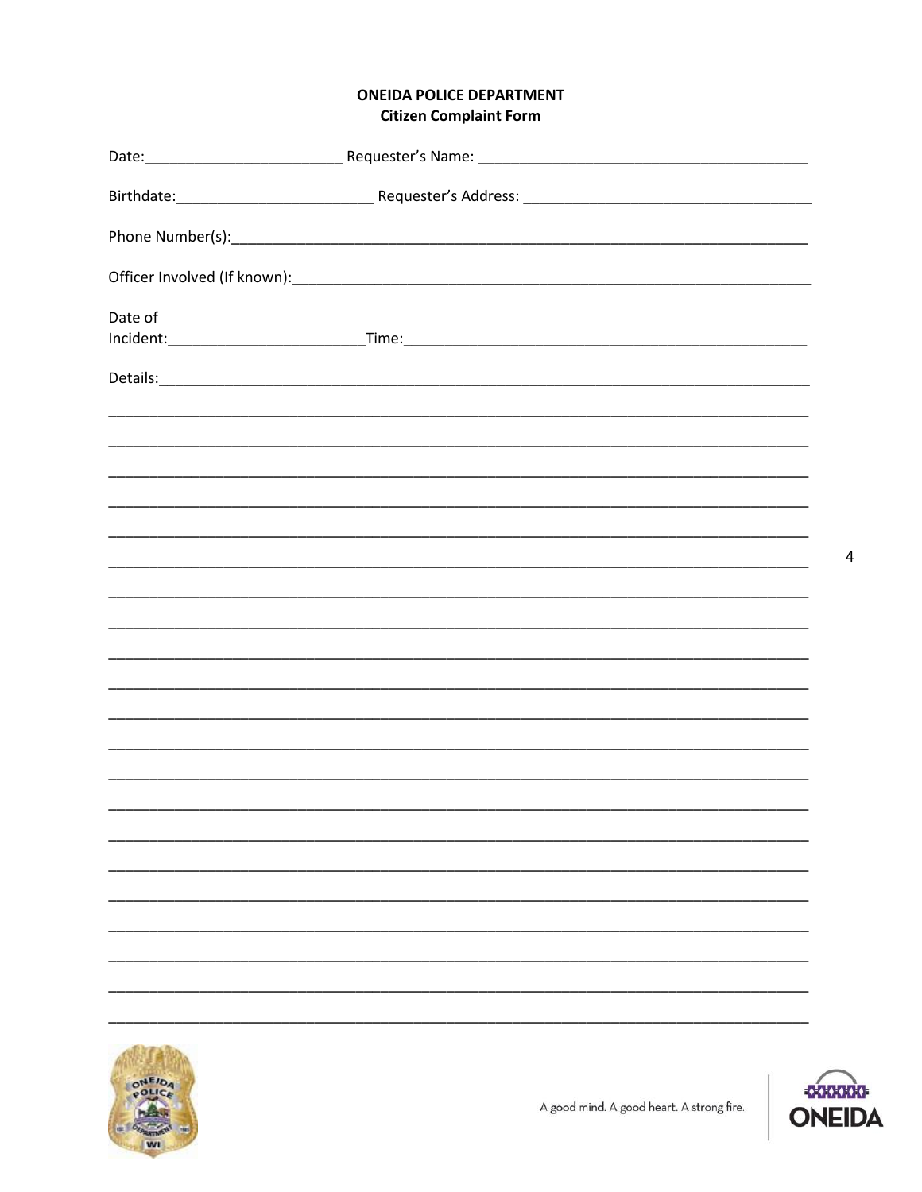**ONEIDA POLICE DEPARTMENT**
**Citizen Complaint Form**

Date:________________________ Requester's Name: ________________________________________

Birthdate:________________________ Requester's Address: ____________________________________

Phone Number(s):__________________________________________________________________________

Officer Involved (If known):________________________________________________________________

Date of
Incident:________________________Time:__________________________________________________

Details:__________________________________________________________________________________

__________________________________________________________________________________________

__________________________________________________________________________________________

__________________________________________________________________________________________

__________________________________________________________________________________________

__________________________________________________________________________________________

__________________________________________________________________________________________

__________________________________________________________________________________________

__________________________________________________________________________________________

__________________________________________________________________________________________

__________________________________________________________________________________________

__________________________________________________________________________________________

__________________________________________________________________________________________

__________________________________________________________________________________________

__________________________________________________________________________________________

__________________________________________________________________________________________

__________________________________________________________________________________________

__________________________________________________________________________________________

__________________________________________________________________________________________

__________________________________________________________________________________________

__________________________________________________________________________________________

__________________________________________________________________________________________

A good mind. A good heart. A strong fire.

ONEIDA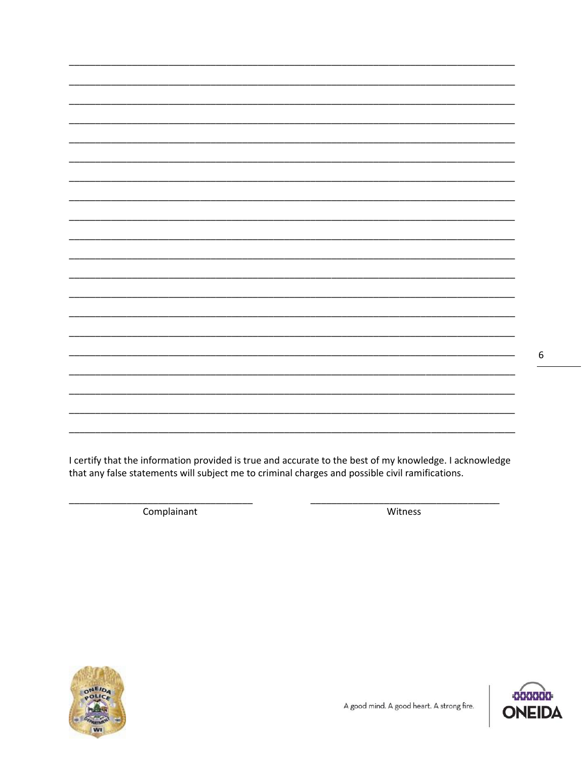\_\_\_\_\_\_\_\_\_\_\_\_\_\_\_\_\_\_\_\_\_\_\_\_\_\_\_\_\_\_\_\_\_\_\_\_\_\_\_\_\_\_\_\_\_\_\_\_\_\_\_\_\_\_\_\_\_\_\_\_\_\_\_\_\_\_\_\_\_\_\_\_\_\_\_\_\_\_

\_\_\_\_\_\_\_\_\_\_\_\_\_\_\_\_\_\_\_\_\_\_\_\_\_\_\_\_\_\_\_\_\_\_\_\_\_\_\_\_\_\_\_\_\_\_\_\_\_\_\_\_\_\_\_\_\_\_\_\_\_\_\_\_\_\_\_\_\_\_\_\_\_\_\_\_\_\_

\_\_\_\_\_\_\_\_\_\_\_\_\_\_\_\_\_\_\_\_\_\_\_\_\_\_\_\_\_\_\_\_\_\_\_\_\_\_\_\_\_\_\_\_\_\_\_\_\_\_\_\_\_\_\_\_\_\_\_\_\_\_\_\_\_\_\_\_\_\_\_\_\_\_\_\_\_\_

\_\_\_\_\_\_\_\_\_\_\_\_\_\_\_\_\_\_\_\_\_\_\_\_\_\_\_\_\_\_\_\_\_\_\_\_\_\_\_\_\_\_\_\_\_\_\_\_\_\_\_\_\_\_\_\_\_\_\_\_\_\_\_\_\_\_\_\_\_\_\_\_\_\_\_\_\_\_

\_\_\_\_\_\_\_\_\_\_\_\_\_\_\_\_\_\_\_\_\_\_\_\_\_\_\_\_\_\_\_\_\_\_\_\_\_\_\_\_\_\_\_\_\_\_\_\_\_\_\_\_\_\_\_\_\_\_\_\_\_\_\_\_\_\_\_\_\_\_\_\_\_\_\_\_\_\_

\_\_\_\_\_\_\_\_\_\_\_\_\_\_\_\_\_\_\_\_\_\_\_\_\_\_\_\_\_\_\_\_\_\_\_\_\_\_\_\_\_\_\_\_\_\_\_\_\_\_\_\_\_\_\_\_\_\_\_\_\_\_\_\_\_\_\_\_\_\_\_\_\_\_\_\_\_\_

\_\_\_\_\_\_\_\_\_\_\_\_\_\_\_\_\_\_\_\_\_\_\_\_\_\_\_\_\_\_\_\_\_\_\_\_\_\_\_\_\_\_\_\_\_\_\_\_\_\_\_\_\_\_\_\_\_\_\_\_\_\_\_\_\_\_\_\_\_\_\_\_\_\_\_\_\_\_

\_\_\_\_\_\_\_\_\_\_\_\_\_\_\_\_\_\_\_\_\_\_\_\_\_\_\_\_\_\_\_\_\_\_\_\_\_\_\_\_\_\_\_\_\_\_\_\_\_\_\_\_\_\_\_\_\_\_\_\_\_\_\_\_\_\_\_\_\_\_\_\_\_\_\_\_\_\_

\_\_\_\_\_\_\_\_\_\_\_\_\_\_\_\_\_\_\_\_\_\_\_\_\_\_\_\_\_\_\_\_\_\_\_\_\_\_\_\_\_\_\_\_\_\_\_\_\_\_\_\_\_\_\_\_\_\_\_\_\_\_\_\_\_\_\_\_\_\_\_\_\_\_\_\_\_\_

\_\_\_\_\_\_\_\_\_\_\_\_\_\_\_\_\_\_\_\_\_\_\_\_\_\_\_\_\_\_\_\_\_\_\_\_\_\_\_\_\_\_\_\_\_\_\_\_\_\_\_\_\_\_\_\_\_\_\_\_\_\_\_\_\_\_\_\_\_\_\_\_\_\_\_\_\_\_

\_\_\_\_\_\_\_\_\_\_\_\_\_\_\_\_\_\_\_\_\_\_\_\_\_\_\_\_\_\_\_\_\_\_\_\_\_\_\_\_\_\_\_\_\_\_\_\_\_\_\_\_\_\_\_\_\_\_\_\_\_\_\_\_\_\_\_\_\_\_\_\_\_\_\_\_\_\_

\_\_\_\_\_\_\_\_\_\_\_\_\_\_\_\_\_\_\_\_\_\_\_\_\_\_\_\_\_\_\_\_\_\_\_\_\_\_\_\_\_\_\_\_\_\_\_\_\_\_\_\_\_\_\_\_\_\_\_\_\_\_\_\_\_\_\_\_\_\_\_\_\_\_\_\_\_\_

\_\_\_\_\_\_\_\_\_\_\_\_\_\_\_\_\_\_\_\_\_\_\_\_\_\_\_\_\_\_\_\_\_\_\_\_\_\_\_\_\_\_\_\_\_\_\_\_\_\_\_\_\_\_\_\_\_\_\_\_\_\_\_\_\_\_\_\_\_\_\_\_\_\_\_\_\_\_

\_\_\_\_\_\_\_\_\_\_\_\_\_\_\_\_\_\_\_\_\_\_\_\_\_\_\_\_\_\_\_\_\_\_\_\_\_\_\_\_\_\_\_\_\_\_\_\_\_\_\_\_\_\_\_\_\_\_\_\_\_\_\_\_\_\_\_\_\_\_\_\_\_\_\_\_\_\_

\_\_\_\_\_\_\_\_\_\_\_\_\_\_\_\_\_\_\_\_\_\_\_\_\_\_\_\_\_\_\_\_\_\_\_\_\_\_\_\_\_\_\_\_\_\_\_\_\_\_\_\_\_\_\_\_\_\_\_\_\_\_\_\_\_\_\_\_\_\_\_\_\_\_\_\_\_\_

\_\_\_\_\_\_\_\_\_\_\_\_\_\_\_\_\_\_\_\_\_\_\_\_\_\_\_\_\_\_\_\_\_\_\_\_\_\_\_\_\_\_\_\_\_\_\_\_\_\_\_\_\_\_\_\_\_\_\_\_\_\_\_\_\_\_\_\_\_\_\_\_\_\_\_\_\_\_

\_\_\_\_\_\_\_\_\_\_\_\_\_\_\_\_\_\_\_\_\_\_\_\_\_\_\_\_\_\_\_\_\_\_\_\_\_\_\_\_\_\_\_\_\_\_\_\_\_\_\_\_\_\_\_\_\_\_\_\_\_\_\_\_\_\_\_\_\_\_\_\_\_\_\_\_\_\_

\_\_\_\_\_\_\_\_\_\_\_\_\_\_\_\_\_\_\_\_\_\_\_\_\_\_\_\_\_\_\_\_\_\_\_\_\_\_\_\_\_\_\_\_\_\_\_\_\_\_\_\_\_\_\_\_\_\_\_\_\_\_\_\_\_\_\_\_\_\_\_\_\_\_\_\_\_\_

\_\_\_\_\_\_\_\_\_\_\_\_\_\_\_\_\_\_\_\_\_\_\_\_\_\_\_\_\_\_\_\_\_\_\_\_\_\_\_\_\_\_\_\_\_\_\_\_\_\_\_\_\_\_\_\_\_\_\_\_\_\_\_\_\_\_\_\_\_\_\_\_\_\_\_\_\_\_

\_\_\_\_\_\_\_\_\_\_\_\_\_\_\_\_\_\_\_\_\_\_\_\_\_\_\_\_\_\_\_\_\_\_\_\_\_\_\_\_\_\_\_\_\_\_\_\_\_\_\_\_\_\_\_\_\_\_\_\_\_\_\_\_\_\_\_\_\_\_\_\_\_\_\_\_\_\_

I certify that the information provided is true and accurate to the best of my knowledge. I acknowledge that any false statements will subject me to criminal charges and possible civil ramifications.

| \_\_\_\_\_\_\_\_\_\_\_\_\_\_\_\_\_\_\_\_\_\_\_\_\_\_\_\_\_\_\_\_\_\_\_\_ | \_\_\_\_\_\_\_\_\_\_\_\_\_\_\_\_\_\_\_\_\_\_\_\_\_\_\_\_\_\_\_\_\_\_\_\_ |
|---|---|
| Complainant | Witness |

A good mind. A good heart. A strong fire.

ONEIDA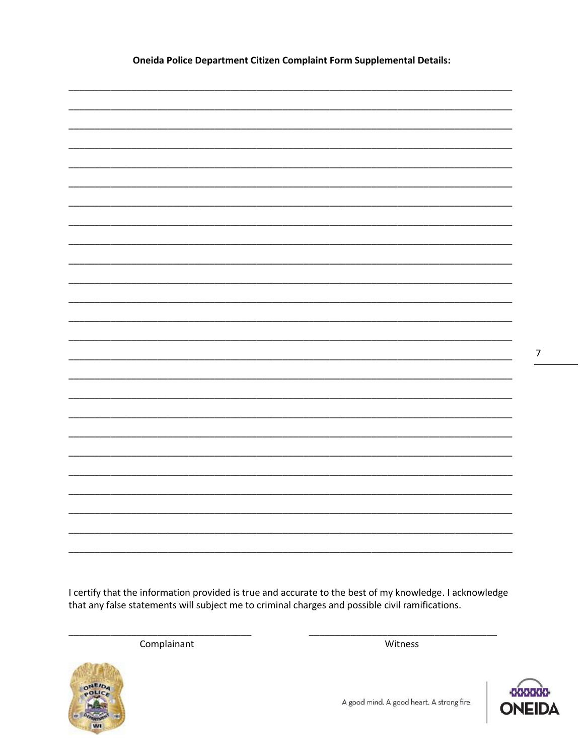**Oneida Police Department Citizen Complaint Form Supplemental Details:**

______________________________________________________________________________

______________________________________________________________________________

______________________________________________________________________________

______________________________________________________________________________

______________________________________________________________________________

______________________________________________________________________________

______________________________________________________________________________

______________________________________________________________________________

______________________________________________________________________________

______________________________________________________________________________

______________________________________________________________________________

______________________________________________________________________________

______________________________________________________________________________

______________________________________________________________________________

______________________________________________________________________________

______________________________________________________________________________

______________________________________________________________________________

______________________________________________________________________________

______________________________________________________________________________

______________________________________________________________________________

______________________________________________________________________________

______________________________________________________________________________

______________________________________________________________________________

______________________________________________________________________________

______________________________________________________________________________

I certify that the information provided is true and accurate to the best of my knowledge. I acknowledge that any false statements will subject me to criminal charges and possible civil ramifications.

________________________________ ________________________________

Complainant Witness

A good mind. A good heart. A strong fire.

ONEIDA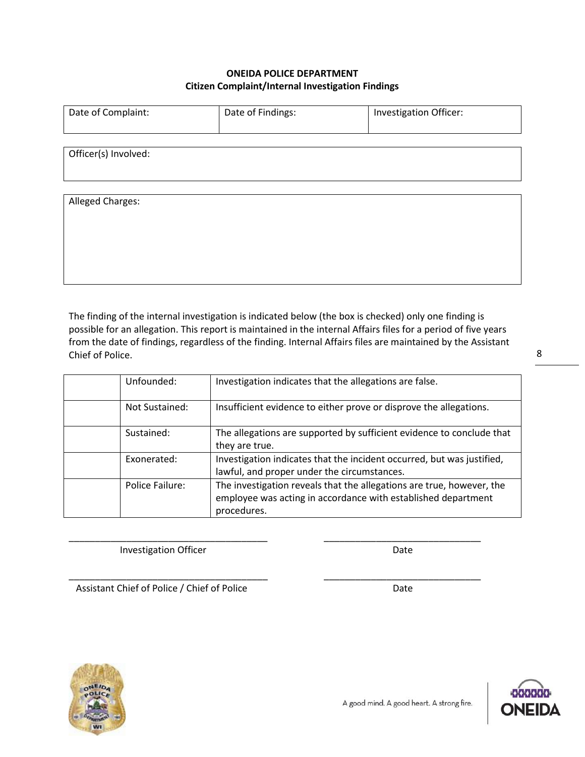**ONEIDA POLICE DEPARTMENT**
**Citizen Complaint/Internal Investigation Findings**

| Date of Complaint: | Date of Findings: | Investigation Officer: |
|---|---|---|

| Officer(s) Involved: |
|---|

| Alleged Charges: |
|---|

The finding of the internal investigation is indicated below (the box is checked) only one finding is possible for an allegation. This report is maintained in the internal Affairs files for a period of five years from the date of findings, regardless of the finding. Internal Affairs files are maintained by the Assistant Chief of Police.

| | | |
|---|---|---|
| | Unfounded: | Investigation indicates that the allegations are false. |
| | Not Sustained: | Insufficient evidence to either prove or disprove the allegations. |
| | Sustained: | The allegations are supported by sufficient evidence to conclude that they are true. |
| | Exonerated: | Investigation indicates that the incident occurred, but was justified, lawful, and proper under the circumstances. |
| | Police Failure: | The investigation reveals that the allegations are true, however, the employee was acting in accordance with established department procedures. |

_______________________________________ _______________________________

Investigation Officer Date

_______________________________________ _______________________________

Assistant Chief of Police / Chief of Police Date

A good mind. A good heart. A strong fire.

ONEIDA